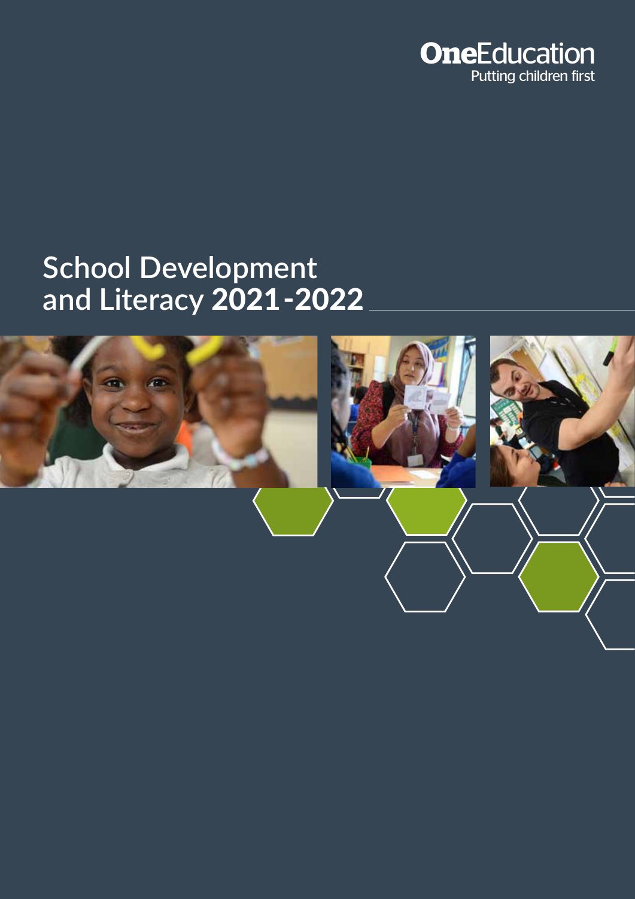**OneEducation**
Putting children first

# School Development and Literacy 2021-2022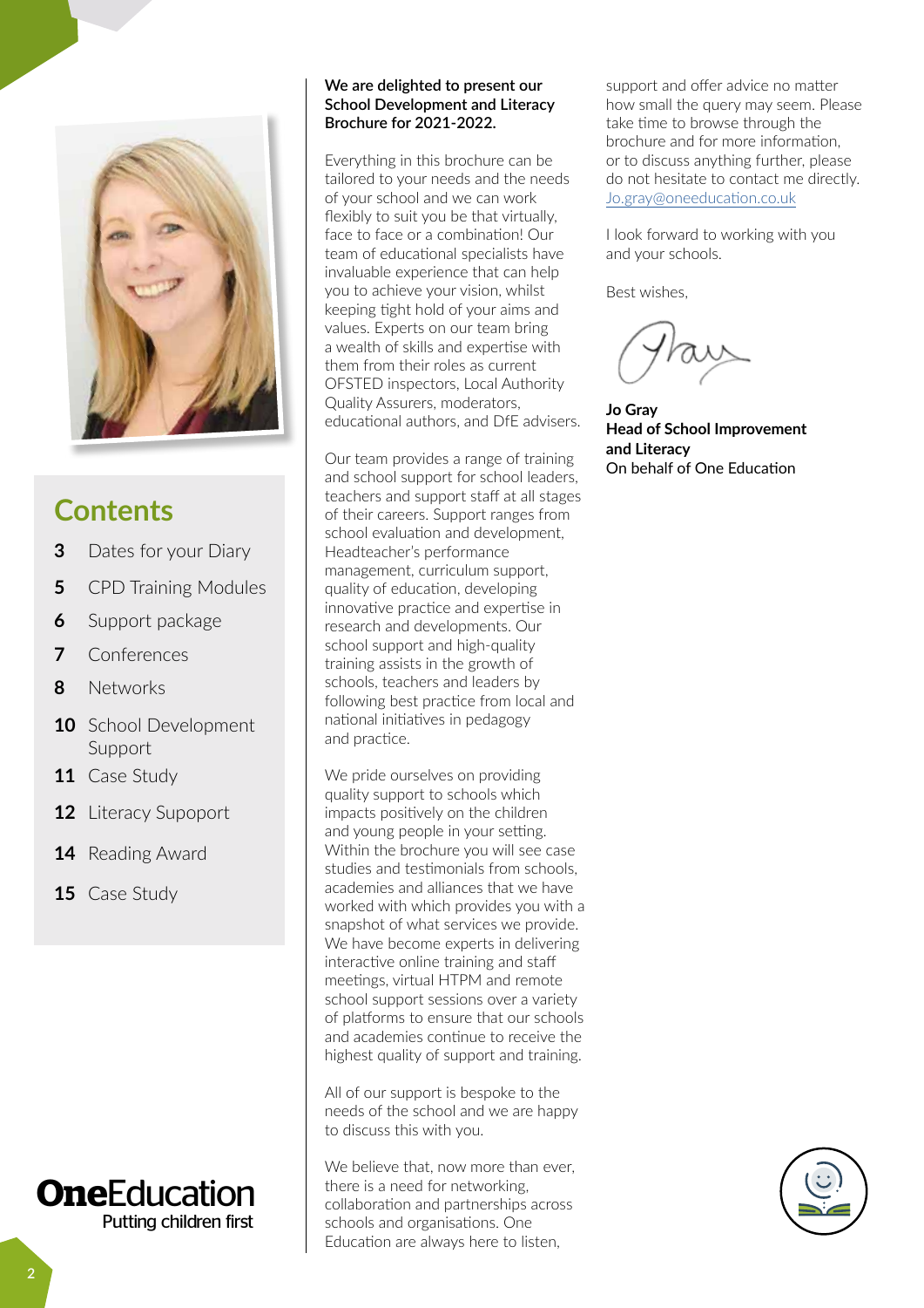## Contents

- **3** Dates for your Diary
- **5** CPD Training Modules
- **6** Support package
- **7** Conferences
- **8** Networks
- **10** School Development Support
- **11** Case Study
- **12** Literacy Supoport
- **14** Reading Award
- **15** Case Study

**One**Education
Putting children first

**We are delighted to present our School Development and Literacy Brochure for 2021-2022.**

Everything in this brochure can be tailored to your needs and the needs of your school and we can work flexibly to suit you be that virtually, face to face or a combination! Our team of educational specialists have invaluable experience that can help you to achieve your vision, whilst keeping tight hold of your aims and values. Experts on our team bring a wealth of skills and expertise with them from their roles as current OFSTED inspectors, Local Authority Quality Assurers, moderators, educational authors, and DfE advisers.

Our team provides a range of training and school support for school leaders, teachers and support staff at all stages of their careers. Support ranges from school evaluation and development, Headteacher's performance management, curriculum support, quality of education, developing innovative practice and expertise in research and developments. Our school support and high-quality training assists in the growth of schools, teachers and leaders by following best practice from local and national initiatives in pedagogy and practice.

We pride ourselves on providing quality support to schools which impacts positively on the children and young people in your setting. Within the brochure you will see case studies and testimonials from schools, academies and alliances that we have worked with which provides you with a snapshot of what services we provide. We have become experts in delivering interactive online training and staff meetings, virtual HTPM and remote school support sessions over a variety of platforms to ensure that our schools and academies continue to receive the highest quality of support and training.

All of our support is bespoke to the needs of the school and we are happy to discuss this with you.

We believe that, now more than ever, there is a need for networking, collaboration and partnerships across schools and organisations. One Education are always here to listen, support and offer advice no matter how small the query may seem. Please take time to browse through the brochure and for more information, or to discuss anything further, please do not hesitate to contact me directly. Jo.gray@oneeducation.co.uk

I look forward to working with you and your schools.

Best wishes,

**Jo Gray**
**Head of School Improvement and Literacy**
On behalf of One Education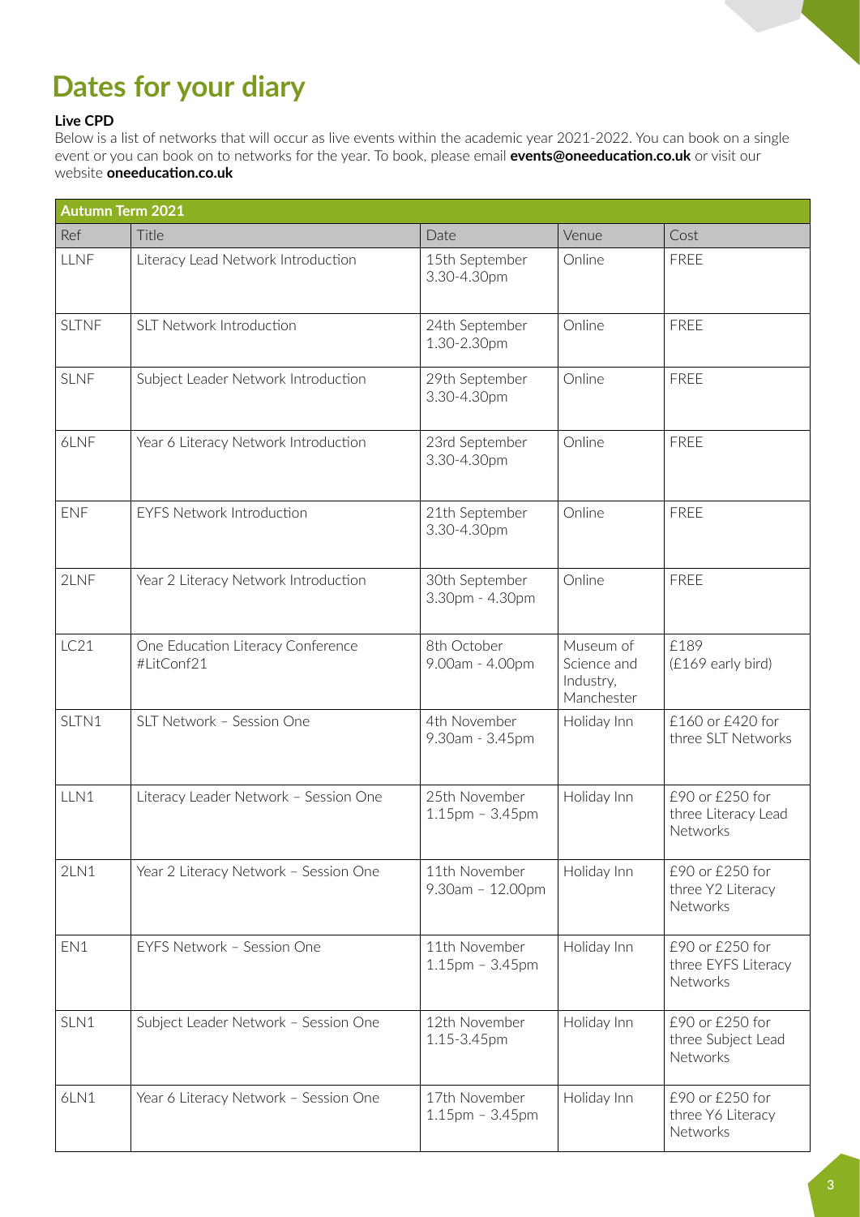# Dates for your diary

**Live CPD**

Below is a list of networks that will occur as live events within the academic year 2021-2022. You can book on a single event or you can book on to networks for the year. To book, please email **events@oneeducation.co.uk** or visit our website **oneeducation.co.uk**

| Autumn Term 2021 | | | | |
|---|---|---|---|---|
| Ref | Title | Date | Venue | Cost |
| LLNF | Literacy Lead Network Introduction | 15th September 3.30-4.30pm | Online | FREE |
| SLTNF | SLT Network Introduction | 24th September 1.30-2.30pm | Online | FREE |
| SLNF | Subject Leader Network Introduction | 29th September 3.30-4.30pm | Online | FREE |
| 6LNF | Year 6 Literacy Network Introduction | 23rd September 3.30-4.30pm | Online | FREE |
| ENF | EYFS Network Introduction | 21th September 3.30-4.30pm | Online | FREE |
| 2LNF | Year 2 Literacy Network Introduction | 30th September 3.30pm - 4.30pm | Online | FREE |
| LC21 | One Education Literacy Conference #LitConf21 | 8th October 9.00am - 4.00pm | Museum of Science and Industry, Manchester | £189 (£169 early bird) |
| SLTN1 | SLT Network – Session One | 4th November 9.30am - 3.45pm | Holiday Inn | £160 or £420 for three SLT Networks |
| LLN1 | Literacy Leader Network – Session One | 25th November 1.15pm – 3.45pm | Holiday Inn | £90 or £250 for three Literacy Lead Networks |
| 2LN1 | Year 2 Literacy Network – Session One | 11th November 9.30am – 12.00pm | Holiday Inn | £90 or £250 for three Y2 Literacy Networks |
| EN1 | EYFS Network – Session One | 11th November 1.15pm – 3.45pm | Holiday Inn | £90 or £250 for three EYFS Literacy Networks |
| SLN1 | Subject Leader Network – Session One | 12th November 1.15-3.45pm | Holiday Inn | £90 or £250 for three Subject Lead Networks |
| 6LN1 | Year 6 Literacy Network – Session One | 17th November 1.15pm – 3.45pm | Holiday Inn | £90 or £250 for three Y6 Literacy Networks |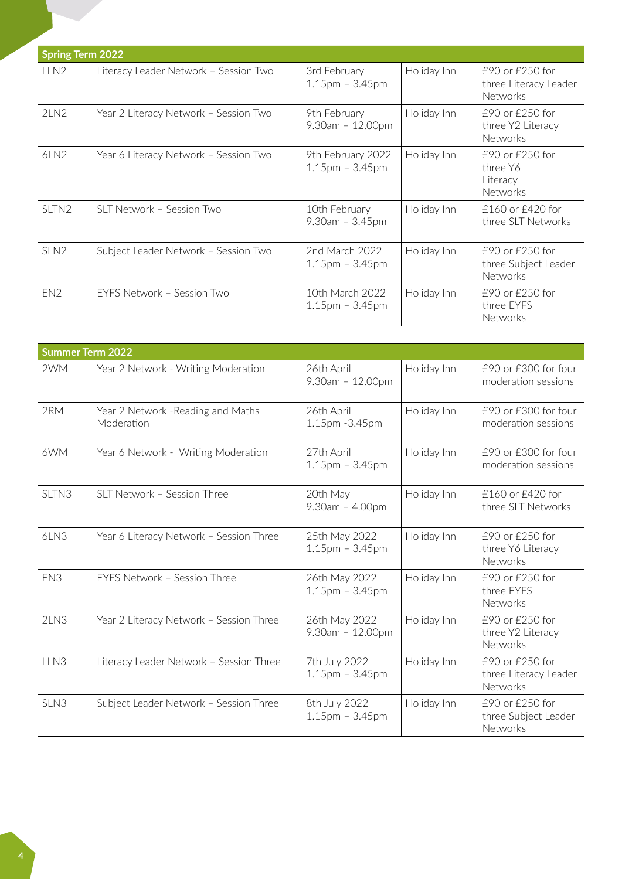| Spring Term 2022 | | | | |
|---|---|---|---|---|
| LLN2 | Literacy Leader Network – Session Two | 3rd February 1.15pm – 3.45pm | Holiday Inn | £90 or £250 for three Literacy Leader Networks |
| 2LN2 | Year 2 Literacy Network – Session Two | 9th February 9.30am – 12.00pm | Holiday Inn | £90 or £250 for three Y2 Literacy Networks |
| 6LN2 | Year 6 Literacy Network – Session Two | 9th February 2022 1.15pm – 3.45pm | Holiday Inn | £90 or £250 for three Y6 Literacy Networks |
| SLTN2 | SLT Network – Session Two | 10th February 9.30am – 3.45pm | Holiday Inn | £160 or £420 for three SLT Networks |
| SLN2 | Subject Leader Network – Session Two | 2nd March 2022 1.15pm – 3.45pm | Holiday Inn | £90 or £250 for three Subject Leader Networks |
| EN2 | EYFS Network – Session Two | 10th March 2022 1.15pm – 3.45pm | Holiday Inn | £90 or £250 for three EYFS Networks |

| Summer Term 2022 | | | | |
|---|---|---|---|---|
| 2WM | Year 2 Network - Writing Moderation | 26th April 9.30am – 12.00pm | Holiday Inn | £90 or £300 for four moderation sessions |
| 2RM | Year 2 Network -Reading and Maths Moderation | 26th April 1.15pm -3.45pm | Holiday Inn | £90 or £300 for four moderation sessions |
| 6WM | Year 6 Network - Writing Moderation | 27th April 1.15pm – 3.45pm | Holiday Inn | £90 or £300 for four moderation sessions |
| SLTN3 | SLT Network – Session Three | 20th May 9.30am – 4.00pm | Holiday Inn | £160 or £420 for three SLT Networks |
| 6LN3 | Year 6 Literacy Network – Session Three | 25th May 2022 1.15pm – 3.45pm | Holiday Inn | £90 or £250 for three Y6 Literacy Networks |
| EN3 | EYFS Network – Session Three | 26th May 2022 1.15pm – 3.45pm | Holiday Inn | £90 or £250 for three EYFS Networks |
| 2LN3 | Year 2 Literacy Network – Session Three | 26th May 2022 9.30am – 12.00pm | Holiday Inn | £90 or £250 for three Y2 Literacy Networks |
| LLN3 | Literacy Leader Network – Session Three | 7th July 2022 1.15pm – 3.45pm | Holiday Inn | £90 or £250 for three Literacy Leader Networks |
| SLN3 | Subject Leader Network – Session Three | 8th July 2022 1.15pm – 3.45pm | Holiday Inn | £90 or £250 for three Subject Leader Networks |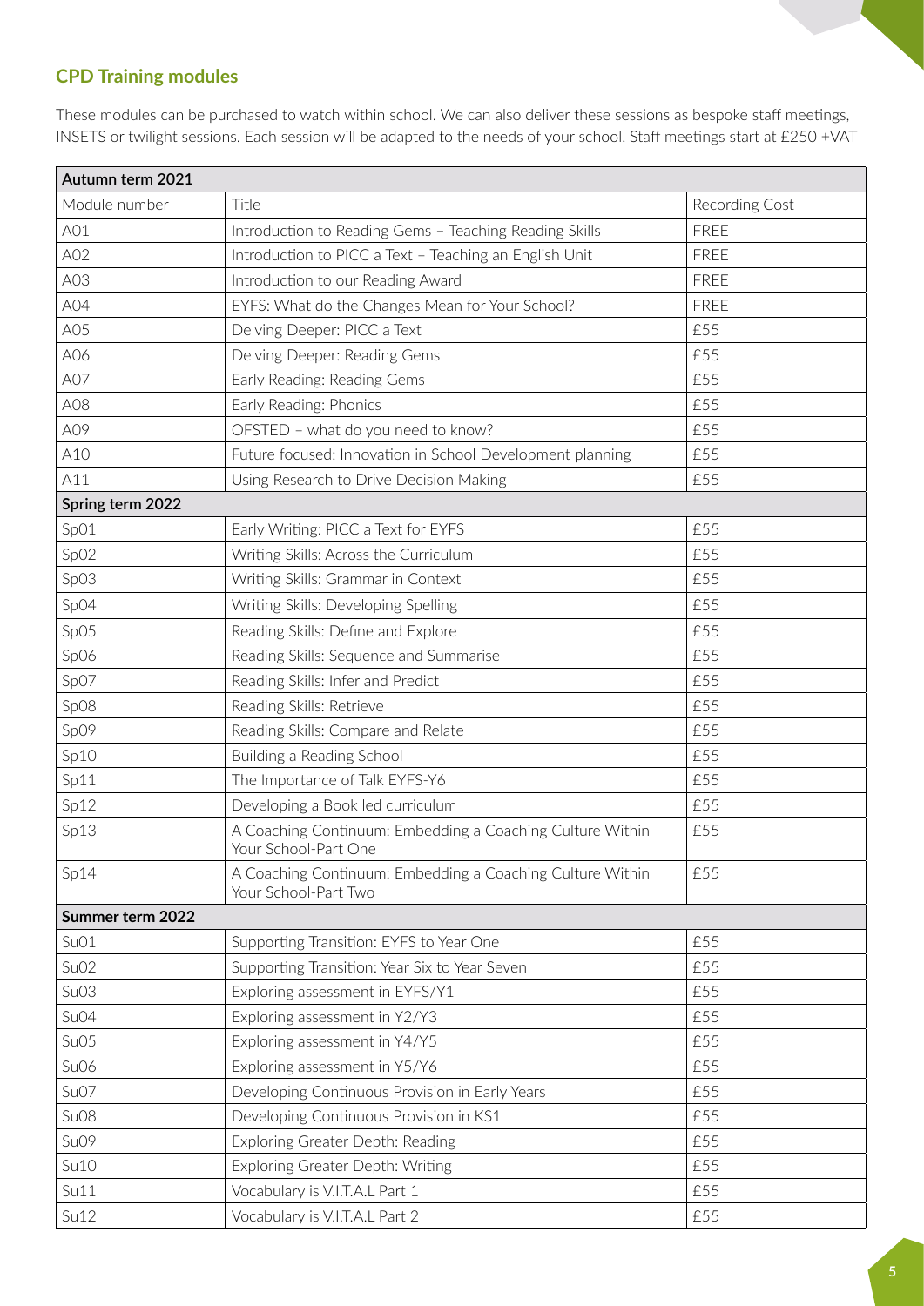## CPD Training modules

These modules can be purchased to watch within school. We can also deliver these sessions as bespoke staff meetings, INSETS or twilight sessions. Each session will be adapted to the needs of your school. Staff meetings start at £250 +VAT

| Autumn term 2021 | | |
|---|---|---|
| Module number | Title | Recording Cost |
| A01 | Introduction to Reading Gems – Teaching Reading Skills | FREE |
| A02 | Introduction to PICC a Text – Teaching an English Unit | FREE |
| A03 | Introduction to our Reading Award | FREE |
| A04 | EYFS: What do the Changes Mean for Your School? | FREE |
| A05 | Delving Deeper: PICC a Text | £55 |
| A06 | Delving Deeper: Reading Gems | £55 |
| A07 | Early Reading: Reading Gems | £55 |
| A08 | Early Reading: Phonics | £55 |
| A09 | OFSTED – what do you need to know? | £55 |
| A10 | Future focused: Innovation in School Development planning | £55 |
| A11 | Using Research to Drive Decision Making | £55 |
| **Spring term 2022** | | |
| Sp01 | Early Writing: PICC a Text for EYFS | £55 |
| Sp02 | Writing Skills: Across the Curriculum | £55 |
| Sp03 | Writing Skills: Grammar in Context | £55 |
| Sp04 | Writing Skills: Developing Spelling | £55 |
| Sp05 | Reading Skills: Define and Explore | £55 |
| Sp06 | Reading Skills: Sequence and Summarise | £55 |
| Sp07 | Reading Skills: Infer and Predict | £55 |
| Sp08 | Reading Skills: Retrieve | £55 |
| Sp09 | Reading Skills: Compare and Relate | £55 |
| Sp10 | Building a Reading School | £55 |
| Sp11 | The Importance of Talk EYFS-Y6 | £55 |
| Sp12 | Developing a Book led curriculum | £55 |
| Sp13 | A Coaching Continuum: Embedding a Coaching Culture Within Your School-Part One | £55 |
| Sp14 | A Coaching Continuum: Embedding a Coaching Culture Within Your School-Part Two | £55 |
| **Summer term 2022** | | |
| Su01 | Supporting Transition: EYFS to Year One | £55 |
| Su02 | Supporting Transition: Year Six to Year Seven | £55 |
| Su03 | Exploring assessment in EYFS/Y1 | £55 |
| Su04 | Exploring assessment in Y2/Y3 | £55 |
| Su05 | Exploring assessment in Y4/Y5 | £55 |
| Su06 | Exploring assessment in Y5/Y6 | £55 |
| Su07 | Developing Continuous Provision in Early Years | £55 |
| Su08 | Developing Continuous Provision in KS1 | £55 |
| Su09 | Exploring Greater Depth: Reading | £55 |
| Su10 | Exploring Greater Depth: Writing | £55 |
| Su11 | Vocabulary is V.I.T.A.L Part 1 | £55 |
| Su12 | Vocabulary is V.I.T.A.L Part 2 | £55 |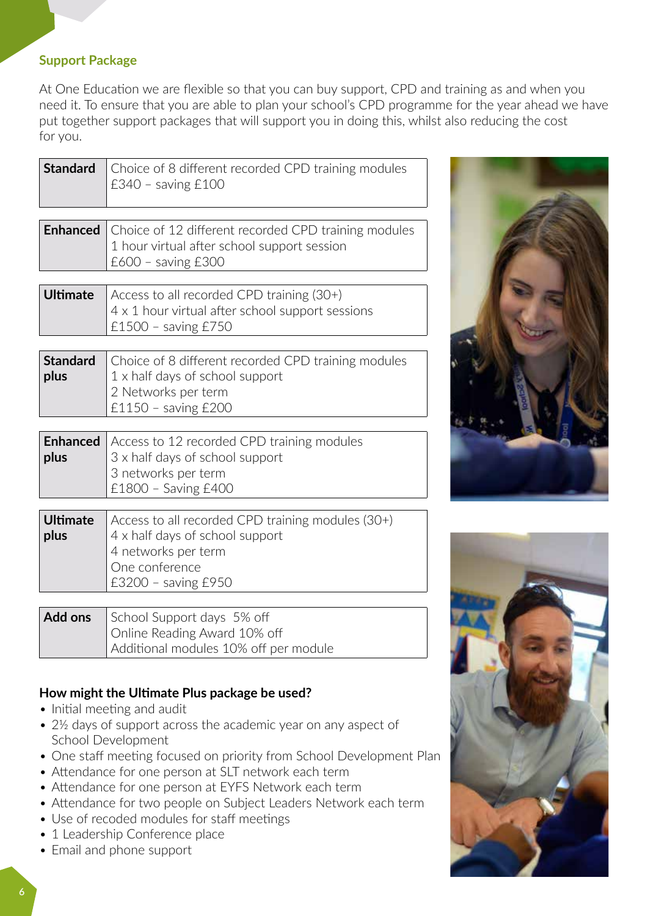## Support Package

At One Education we are flexible so that you can buy support, CPD and training as and when you need it. To ensure that you are able to plan your school's CPD programme for the year ahead we have put together support packages that will support you in doing this, whilst also reducing the cost for you.

| **Standard** | Choice of 8 different recorded CPD training modules<br>£340 – saving £100 |
|---|---|
| **Enhanced** | Choice of 12 different recorded CPD training modules<br>1 hour virtual after school support session<br>£600 – saving £300 |
| **Ultimate** | Access to all recorded CPD training (30+)<br>4 x 1 hour virtual after school support sessions<br>£1500 – saving £750 |
| **Standard plus** | Choice of 8 different recorded CPD training modules<br>1 x half days of school support<br>2 Networks per term<br>£1150 – saving £200 |
| **Enhanced plus** | Access to 12 recorded CPD training modules<br>3 x half days of school support<br>3 networks per term<br>£1800 – Saving £400 |
| **Ultimate plus** | Access to all recorded CPD training modules (30+)<br>4 x half days of school support<br>4 networks per term<br>One conference<br>£3200 – saving £950 |
| **Add ons** | School Support days 5% off<br>Online Reading Award 10% off<br>Additional modules 10% off per module |

### How might the Ultimate Plus package be used?

- Initial meeting and audit
- 2½ days of support across the academic year on any aspect of School Development
- One staff meeting focused on priority from School Development Plan
- Attendance for one person at SLT network each term
- Attendance for one person at EYFS Network each term
- Attendance for two people on Subject Leaders Network each term
- Use of recoded modules for staff meetings
- 1 Leadership Conference place
- Email and phone support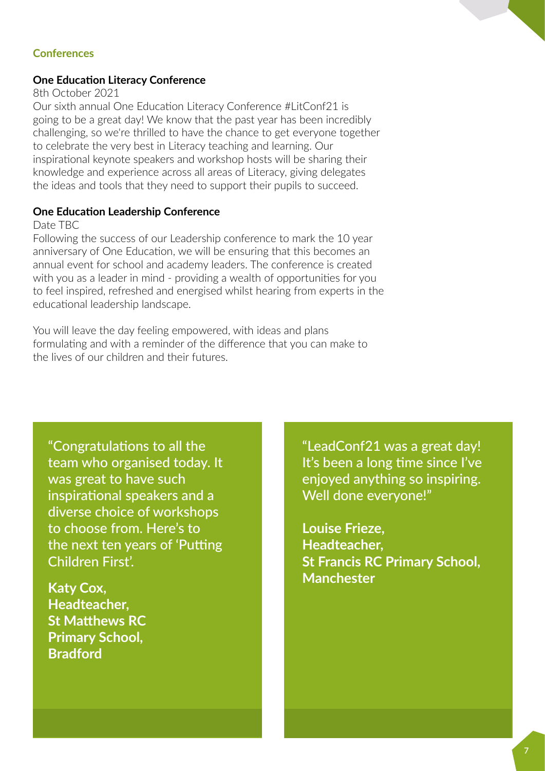## Conferences

### One Education Literacy Conference

8th October 2021

Our sixth annual One Education Literacy Conference #LitConf21 is going to be a great day! We know that the past year has been incredibly challenging, so we're thrilled to have the chance to get everyone together to celebrate the very best in Literacy teaching and learning. Our inspirational keynote speakers and workshop hosts will be sharing their knowledge and experience across all areas of Literacy, giving delegates the ideas and tools that they need to support their pupils to succeed.

### One Education Leadership Conference

Date TBC

Following the success of our Leadership conference to mark the 10 year anniversary of One Education, we will be ensuring that this becomes an annual event for school and academy leaders. The conference is created with you as a leader in mind - providing a wealth of opportunities for you to feel inspired, refreshed and energised whilst hearing from experts in the educational leadership landscape.

You will leave the day feeling empowered, with ideas and plans formulating and with a reminder of the difference that you can make to the lives of our children and their futures.

> "Congratulations to all the team who organised today. It was great to have such inspirational speakers and a diverse choice of workshops to choose from. Here's to the next ten years of 'Putting Children First'.
>
> **Katy Cox, Headteacher, St Matthews RC Primary School, Bradford**

> "LeadConf21 was a great day! It's been a long time since I've enjoyed anything so inspiring. Well done everyone!"
>
> **Louise Frieze, Headteacher, St Francis RC Primary School, Manchester**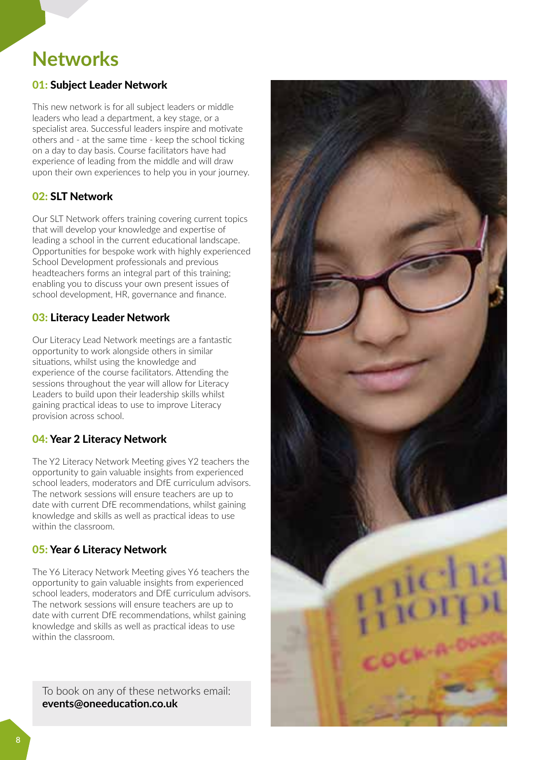# Networks

## 01: Subject Leader Network

This new network is for all subject leaders or middle leaders who lead a department, a key stage, or a specialist area. Successful leaders inspire and motivate others and - at the same time - keep the school ticking on a day to day basis. Course facilitators have had experience of leading from the middle and will draw upon their own experiences to help you in your journey.

## 02: SLT Network

Our SLT Network offers training covering current topics that will develop your knowledge and expertise of leading a school in the current educational landscape. Opportunities for bespoke work with highly experienced School Development professionals and previous headteachers forms an integral part of this training; enabling you to discuss your own present issues of school development, HR, governance and finance.

## 03: Literacy Leader Network

Our Literacy Lead Network meetings are a fantastic opportunity to work alongside others in similar situations, whilst using the knowledge and experience of the course facilitators. Attending the sessions throughout the year will allow for Literacy Leaders to build upon their leadership skills whilst gaining practical ideas to use to improve Literacy provision across school.

## 04: Year 2 Literacy Network

The Y2 Literacy Network Meeting gives Y2 teachers the opportunity to gain valuable insights from experienced school leaders, moderators and DfE curriculum advisors. The network sessions will ensure teachers are up to date with current DfE recommendations, whilst gaining knowledge and skills as well as practical ideas to use within the classroom.

## 05: Year 6 Literacy Network

The Y6 Literacy Network Meeting gives Y6 teachers the opportunity to gain valuable insights from experienced school leaders, moderators and DfE curriculum advisors. The network sessions will ensure teachers are up to date with current DfE recommendations, whilst gaining knowledge and skills as well as practical ideas to use within the classroom.

To book on any of these networks email:
**events@oneeducation.co.uk**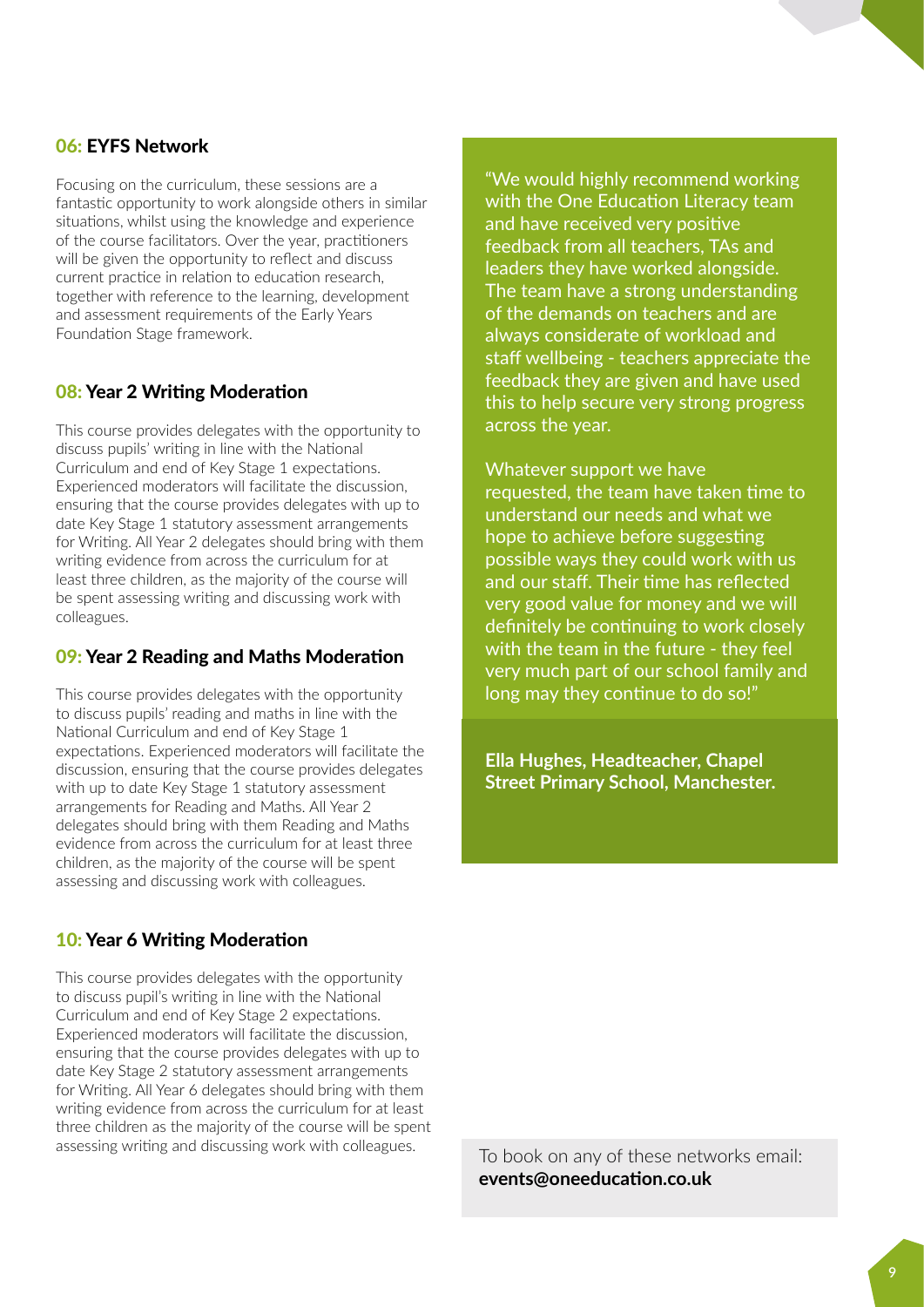### 06: EYFS Network

Focusing on the curriculum, these sessions are a fantastic opportunity to work alongside others in similar situations, whilst using the knowledge and experience of the course facilitators. Over the year, practitioners will be given the opportunity to reflect and discuss current practice in relation to education research, together with reference to the learning, development and assessment requirements of the Early Years Foundation Stage framework.

### 08: Year 2 Writing Moderation

This course provides delegates with the opportunity to discuss pupils' writing in line with the National Curriculum and end of Key Stage 1 expectations. Experienced moderators will facilitate the discussion, ensuring that the course provides delegates with up to date Key Stage 1 statutory assessment arrangements for Writing. All Year 2 delegates should bring with them writing evidence from across the curriculum for at least three children, as the majority of the course will be spent assessing writing and discussing work with colleagues.

### 09: Year 2 Reading and Maths Moderation

This course provides delegates with the opportunity to discuss pupils' reading and maths in line with the National Curriculum and end of Key Stage 1 expectations. Experienced moderators will facilitate the discussion, ensuring that the course provides delegates with up to date Key Stage 1 statutory assessment arrangements for Reading and Maths. All Year 2 delegates should bring with them Reading and Maths evidence from across the curriculum for at least three children, as the majority of the course will be spent assessing and discussing work with colleagues.

### 10: Year 6 Writing Moderation

This course provides delegates with the opportunity to discuss pupil's writing in line with the National Curriculum and end of Key Stage 2 expectations. Experienced moderators will facilitate the discussion, ensuring that the course provides delegates with up to date Key Stage 2 statutory assessment arrangements for Writing. All Year 6 delegates should bring with them writing evidence from across the curriculum for at least three children as the majority of the course will be spent assessing writing and discussing work with colleagues.

"We would highly recommend working with the One Education Literacy team and have received very positive feedback from all teachers, TAs and leaders they have worked alongside. The team have a strong understanding of the demands on teachers and are always considerate of workload and staff wellbeing - teachers appreciate the feedback they are given and have used this to help secure very strong progress across the year.

Whatever support we have requested, the team have taken time to understand our needs and what we hope to achieve before suggesting possible ways they could work with us and our staff. Their time has reflected very good value for money and we will definitely be continuing to work closely with the team in the future - they feel very much part of our school family and long may they continue to do so!"

**Ella Hughes, Headteacher, Chapel Street Primary School, Manchester.**

To book on any of these networks email: **events@oneeducation.co.uk**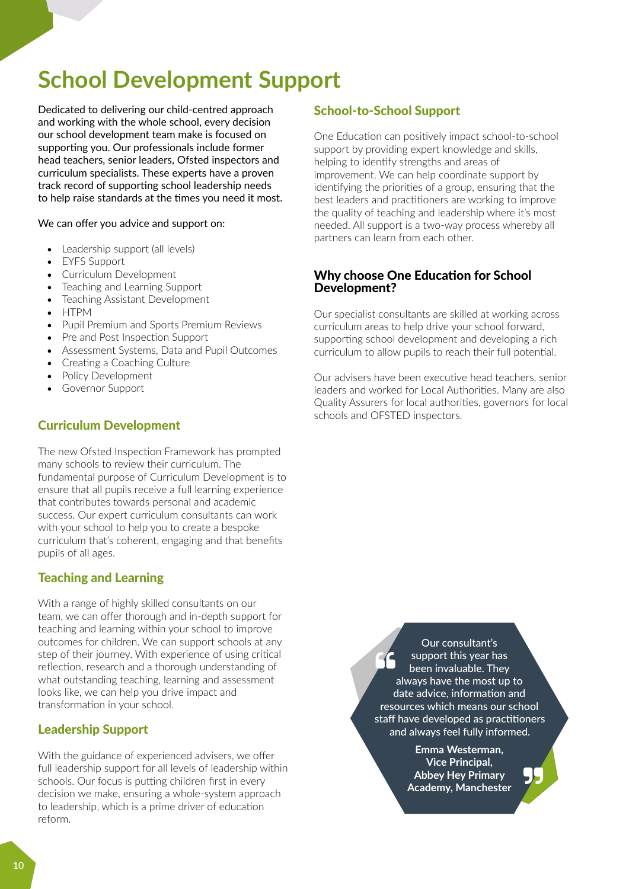# School Development Support

Dedicated to delivering our child-centred approach and working with the whole school, every decision our school development team make is focused on supporting you. Our professionals include former head teachers, senior leaders, Ofsted inspectors and curriculum specialists. These experts have a proven track record of supporting school leadership needs to help raise standards at the times you need it most.

We can offer you advice and support on:

- Leadership support (all levels)
- EYFS Support
- Curriculum Development
- Teaching and Learning Support
- Teaching Assistant Development
- HTPM
- Pupil Premium and Sports Premium Reviews
- Pre and Post Inspection Support
- Assessment Systems, Data and Pupil Outcomes
- Creating a Coaching Culture
- Policy Development
- Governor Support

## Curriculum Development

The new Ofsted Inspection Framework has prompted many schools to review their curriculum. The fundamental purpose of Curriculum Development is to ensure that all pupils receive a full learning experience that contributes towards personal and academic success. Our expert curriculum consultants can work with your school to help you to create a bespoke curriculum that's coherent, engaging and that benefits pupils of all ages.

## Teaching and Learning

With a range of highly skilled consultants on our team, we can offer thorough and in-depth support for teaching and learning within your school to improve outcomes for children. We can support schools at any step of their journey. With experience of using critical reflection, research and a thorough understanding of what outstanding teaching, learning and assessment looks like, we can help you drive impact and transformation in your school.

## Leadership Support

With the guidance of experienced advisers, we offer full leadership support for all levels of leadership within schools. Our focus is putting children first in every decision we make, ensuring a whole-system approach to leadership, which is a prime driver of education reform.

## School-to-School Support

One Education can positively impact school-to-school support by providing expert knowledge and skills, helping to identify strengths and areas of improvement. We can help coordinate support by identifying the priorities of a group, ensuring that the best leaders and practitioners are working to improve the quality of teaching and leadership where it's most needed. All support is a two-way process whereby all partners can learn from each other.

## Why choose One Education for School Development?

Our specialist consultants are skilled at working across curriculum areas to help drive your school forward, supporting school development and developing a rich curriculum to allow pupils to reach their full potential.

Our advisers have been executive head teachers, senior leaders and worked for Local Authorities. Many are also Quality Assurers for local authorities, governors for local schools and OFSTED inspectors.

> "Our consultant's support this year has been invaluable. They always have the most up to date advice, information and resources which means our school staff have developed as practitioners and always feel fully informed."
>
> **Emma Westerman, Vice Principal, Abbey Hey Primary Academy, Manchester**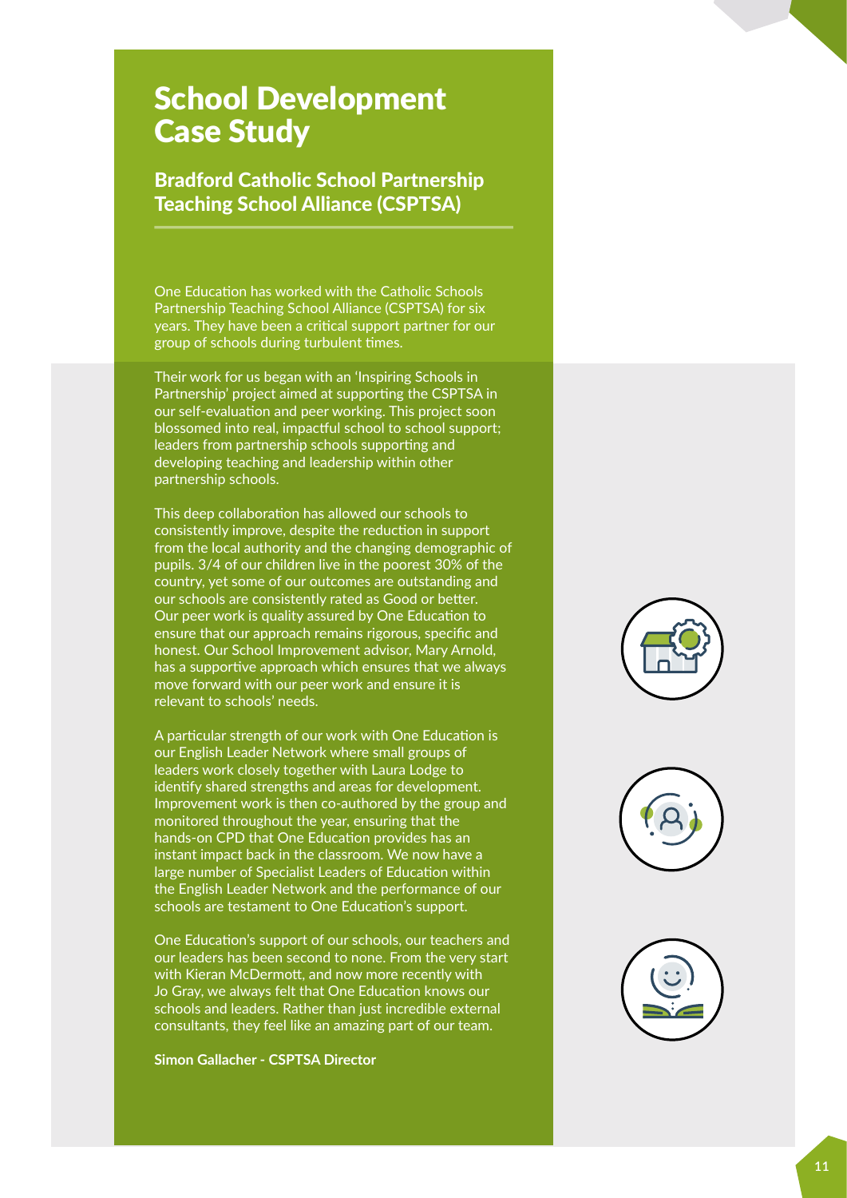# School Development Case Study

## Bradford Catholic School Partnership Teaching School Alliance (CSPTSA)

One Education has worked with the Catholic Schools Partnership Teaching School Alliance (CSPTSA) for six years. They have been a critical support partner for our group of schools during turbulent times.

Their work for us began with an 'Inspiring Schools in Partnership' project aimed at supporting the CSPTSA in our self-evaluation and peer working. This project soon blossomed into real, impactful school to school support; leaders from partnership schools supporting and developing teaching and leadership within other partnership schools.

This deep collaboration has allowed our schools to consistently improve, despite the reduction in support from the local authority and the changing demographic of pupils. 3/4 of our children live in the poorest 30% of the country, yet some of our outcomes are outstanding and our schools are consistently rated as Good or better. Our peer work is quality assured by One Education to ensure that our approach remains rigorous, specific and honest. Our School Improvement advisor, Mary Arnold, has a supportive approach which ensures that we always move forward with our peer work and ensure it is relevant to schools' needs.

A particular strength of our work with One Education is our English Leader Network where small groups of leaders work closely together with Laura Lodge to identify shared strengths and areas for development. Improvement work is then co-authored by the group and monitored throughout the year, ensuring that the hands-on CPD that One Education provides has an instant impact back in the classroom. We now have a large number of Specialist Leaders of Education within the English Leader Network and the performance of our schools are testament to One Education's support.

One Education's support of our schools, our teachers and our leaders has been second to none. From the very start with Kieran McDermott, and now more recently with Jo Gray, we always felt that One Education knows our schools and leaders. Rather than just incredible external consultants, they feel like an amazing part of our team.

**Simon Gallacher - CSPTSA Director**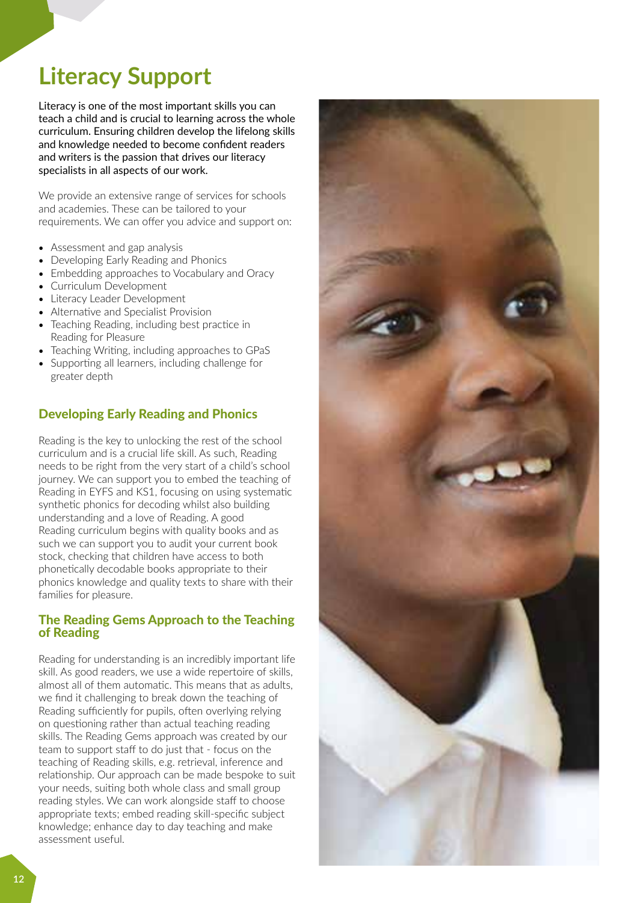# Literacy Support

Literacy is one of the most important skills you can teach a child and is crucial to learning across the whole curriculum. Ensuring children develop the lifelong skills and knowledge needed to become confident readers and writers is the passion that drives our literacy specialists in all aspects of our work.

We provide an extensive range of services for schools and academies. These can be tailored to your requirements. We can offer you advice and support on:

- Assessment and gap analysis
- Developing Early Reading and Phonics
- Embedding approaches to Vocabulary and Oracy
- Curriculum Development
- Literacy Leader Development
- Alternative and Specialist Provision
- Teaching Reading, including best practice in Reading for Pleasure
- Teaching Writing, including approaches to GPaS
- Supporting all learners, including challenge for greater depth

## Developing Early Reading and Phonics

Reading is the key to unlocking the rest of the school curriculum and is a crucial life skill. As such, Reading needs to be right from the very start of a child's school journey. We can support you to embed the teaching of Reading in EYFS and KS1, focusing on using systematic synthetic phonics for decoding whilst also building understanding and a love of Reading. A good Reading curriculum begins with quality books and as such we can support you to audit your current book stock, checking that children have access to both phonetically decodable books appropriate to their phonics knowledge and quality texts to share with their families for pleasure.

## The Reading Gems Approach to the Teaching of Reading

Reading for understanding is an incredibly important life skill. As good readers, we use a wide repertoire of skills, almost all of them automatic. This means that as adults, we find it challenging to break down the teaching of Reading sufficiently for pupils, often overlying relying on questioning rather than actual teaching reading skills. The Reading Gems approach was created by our team to support staff to do just that - focus on the teaching of Reading skills, e.g. retrieval, inference and relationship. Our approach can be made bespoke to suit your needs, suiting both whole class and small group reading styles. We can work alongside staff to choose appropriate texts; embed reading skill-specific subject knowledge; enhance day to day teaching and make assessment useful.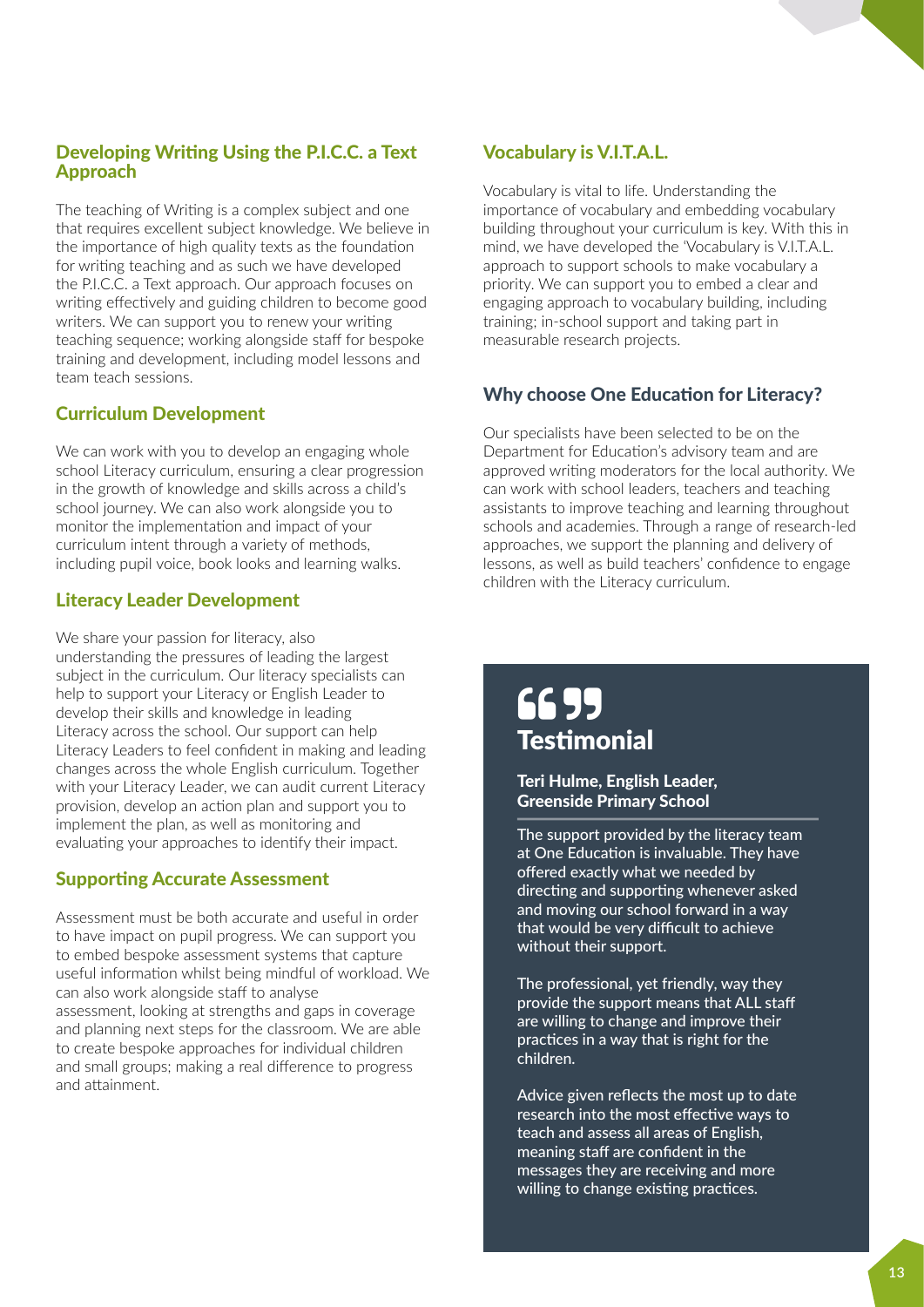## Developing Writing Using the P.I.C.C. a Text Approach

The teaching of Writing is a complex subject and one that requires excellent subject knowledge. We believe in the importance of high quality texts as the foundation for writing teaching and as such we have developed the P.I.C.C. a Text approach. Our approach focuses on writing effectively and guiding children to become good writers. We can support you to renew your writing teaching sequence; working alongside staff for bespoke training and development, including model lessons and team teach sessions.

## Curriculum Development

We can work with you to develop an engaging whole school Literacy curriculum, ensuring a clear progression in the growth of knowledge and skills across a child's school journey. We can also work alongside you to monitor the implementation and impact of your curriculum intent through a variety of methods, including pupil voice, book looks and learning walks.

## Literacy Leader Development

We share your passion for literacy, also understanding the pressures of leading the largest subject in the curriculum. Our literacy specialists can help to support your Literacy or English Leader to develop their skills and knowledge in leading Literacy across the school. Our support can help Literacy Leaders to feel confident in making and leading changes across the whole English curriculum. Together with your Literacy Leader, we can audit current Literacy provision, develop an action plan and support you to implement the plan, as well as monitoring and evaluating your approaches to identify their impact.

## Supporting Accurate Assessment

Assessment must be both accurate and useful in order to have impact on pupil progress. We can support you to embed bespoke assessment systems that capture useful information whilst being mindful of workload. We can also work alongside staff to analyse assessment, looking at strengths and gaps in coverage and planning next steps for the classroom. We are able to create bespoke approaches for individual children and small groups; making a real difference to progress and attainment.

## Vocabulary is V.I.T.A.L.

Vocabulary is vital to life. Understanding the importance of vocabulary and embedding vocabulary building throughout your curriculum is key. With this in mind, we have developed the 'Vocabulary is V.I.T.A.L. approach to support schools to make vocabulary a priority. We can support you to embed a clear and engaging approach to vocabulary building, including training; in-school support and taking part in measurable research projects.

## Why choose One Education for Literacy?

Our specialists have been selected to be on the Department for Education's advisory team and are approved writing moderators for the local authority. We can work with school leaders, teachers and teaching assistants to improve teaching and learning throughout schools and academies. Through a range of research-led approaches, we support the planning and delivery of lessons, as well as build teachers' confidence to engage children with the Literacy curriculum.

## Testimonial

**Teri Hulme, English Leader, Greenside Primary School**

The support provided by the literacy team at One Education is invaluable. They have offered exactly what we needed by directing and supporting whenever asked and moving our school forward in a way that would be very difficult to achieve without their support.

The professional, yet friendly, way they provide the support means that ALL staff are willing to change and improve their practices in a way that is right for the children.

Advice given reflects the most up to date research into the most effective ways to teach and assess all areas of English, meaning staff are confident in the messages they are receiving and more willing to change existing practices.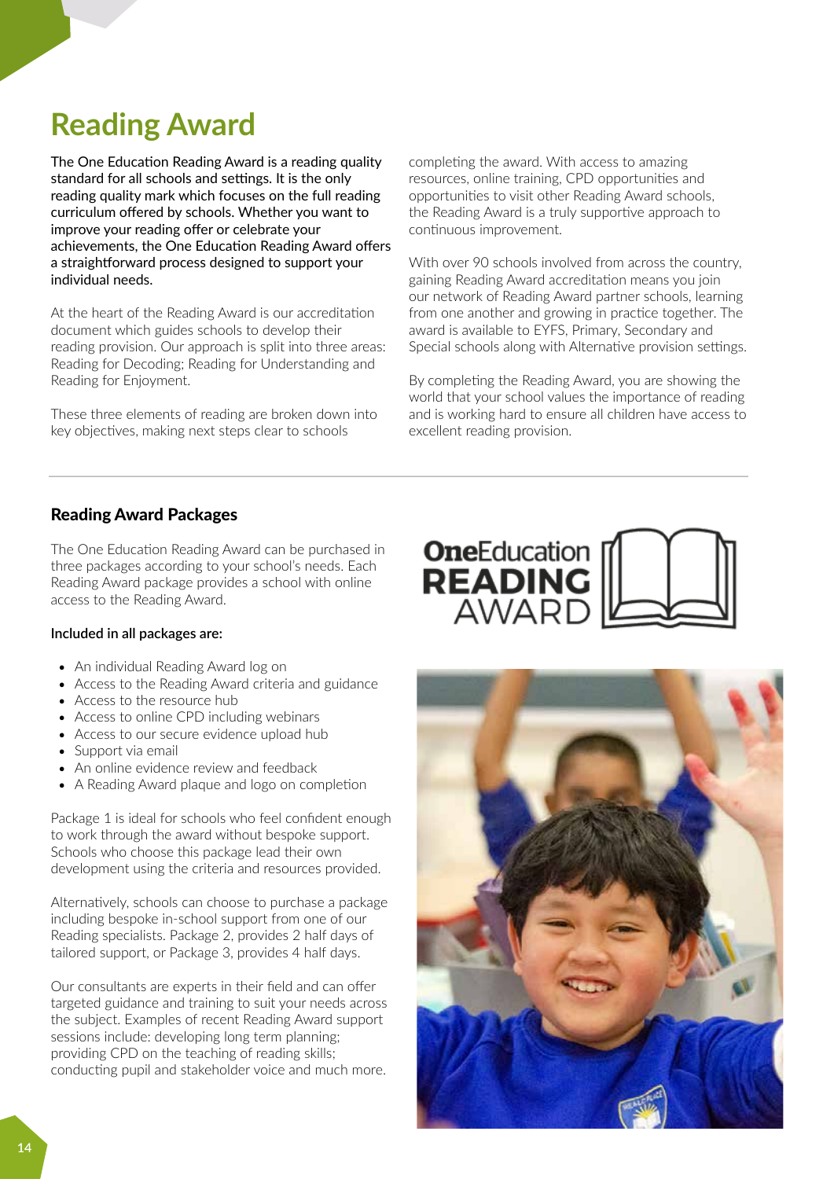# Reading Award

The One Education Reading Award is a reading quality standard for all schools and settings. It is the only reading quality mark which focuses on the full reading curriculum offered by schools. Whether you want to improve your reading offer or celebrate your achievements, the One Education Reading Award offers a straightforward process designed to support your individual needs.

At the heart of the Reading Award is our accreditation document which guides schools to develop their reading provision. Our approach is split into three areas: Reading for Decoding; Reading for Understanding and Reading for Enjoyment.

These three elements of reading are broken down into key objectives, making next steps clear to schools completing the award. With access to amazing resources, online training, CPD opportunities and opportunities to visit other Reading Award schools, the Reading Award is a truly supportive approach to continuous improvement.

With over 90 schools involved from across the country, gaining Reading Award accreditation means you join our network of Reading Award partner schools, learning from one another and growing in practice together. The award is available to EYFS, Primary, Secondary and Special schools along with Alternative provision settings.

By completing the Reading Award, you are showing the world that your school values the importance of reading and is working hard to ensure all children have access to excellent reading provision.

## Reading Award Packages

The One Education Reading Award can be purchased in three packages according to your school's needs. Each Reading Award package provides a school with online access to the Reading Award.

**Included in all packages are:**

- An individual Reading Award log on
- Access to the Reading Award criteria and guidance
- Access to the resource hub
- Access to online CPD including webinars
- Access to our secure evidence upload hub
- Support via email
- An online evidence review and feedback
- A Reading Award plaque and logo on completion

Package 1 is ideal for schools who feel confident enough to work through the award without bespoke support. Schools who choose this package lead their own development using the criteria and resources provided.

Alternatively, schools can choose to purchase a package including bespoke in-school support from one of our Reading specialists. Package 2, provides 2 half days of tailored support, or Package 3, provides 4 half days.

Our consultants are experts in their field and can offer targeted guidance and training to suit your needs across the subject. Examples of recent Reading Award support sessions include: developing long term planning; providing CPD on the teaching of reading skills; conducting pupil and stakeholder voice and much more.

OneEducation READING AWARD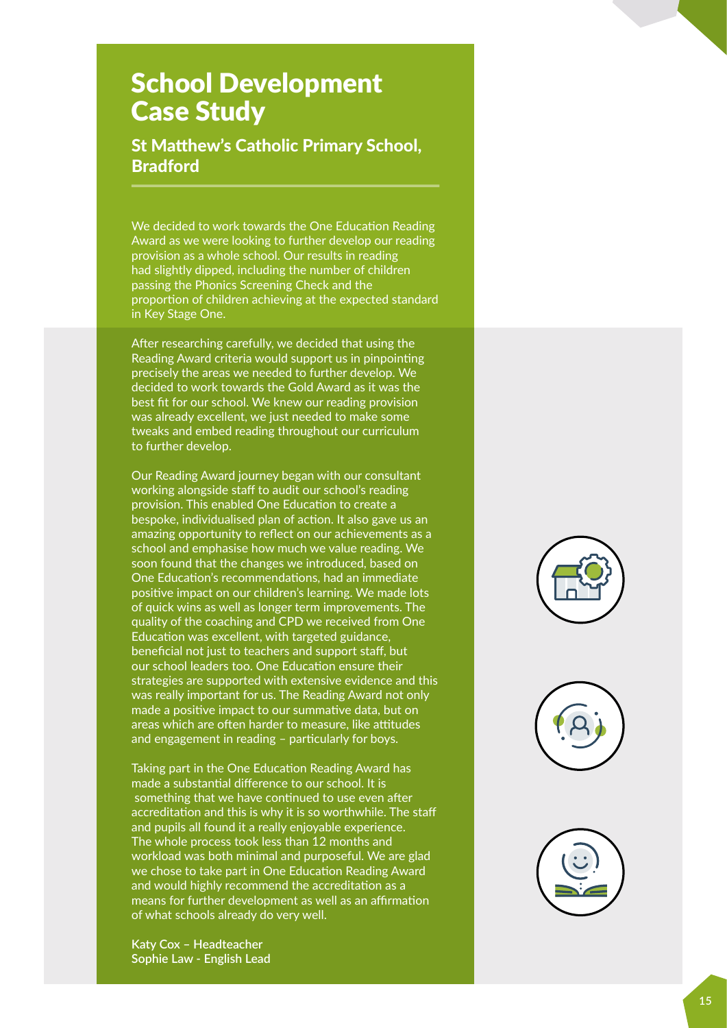# School Development Case Study

## St Matthew's Catholic Primary School, Bradford

We decided to work towards the One Education Reading Award as we were looking to further develop our reading provision as a whole school. Our results in reading had slightly dipped, including the number of children passing the Phonics Screening Check and the proportion of children achieving at the expected standard in Key Stage One.

After researching carefully, we decided that using the Reading Award criteria would support us in pinpointing precisely the areas we needed to further develop. We decided to work towards the Gold Award as it was the best fit for our school. We knew our reading provision was already excellent, we just needed to make some tweaks and embed reading throughout our curriculum to further develop.

Our Reading Award journey began with our consultant working alongside staff to audit our school's reading provision. This enabled One Education to create a bespoke, individualised plan of action. It also gave us an amazing opportunity to reflect on our achievements as a school and emphasise how much we value reading. We soon found that the changes we introduced, based on One Education's recommendations, had an immediate positive impact on our children's learning. We made lots of quick wins as well as longer term improvements. The quality of the coaching and CPD we received from One Education was excellent, with targeted guidance, beneficial not just to teachers and support staff, but our school leaders too. One Education ensure their strategies are supported with extensive evidence and this was really important for us. The Reading Award not only made a positive impact to our summative data, but on areas which are often harder to measure, like attitudes and engagement in reading – particularly for boys.

Taking part in the One Education Reading Award has made a substantial difference to our school. It is something that we have continued to use even after accreditation and this is why it is so worthwhile. The staff and pupils all found it a really enjoyable experience. The whole process took less than 12 months and workload was both minimal and purposeful. We are glad we chose to take part in One Education Reading Award and would highly recommend the accreditation as a means for further development as well as an affirmation of what schools already do very well.

**Katy Cox – Headteacher**
**Sophie Law - English Lead**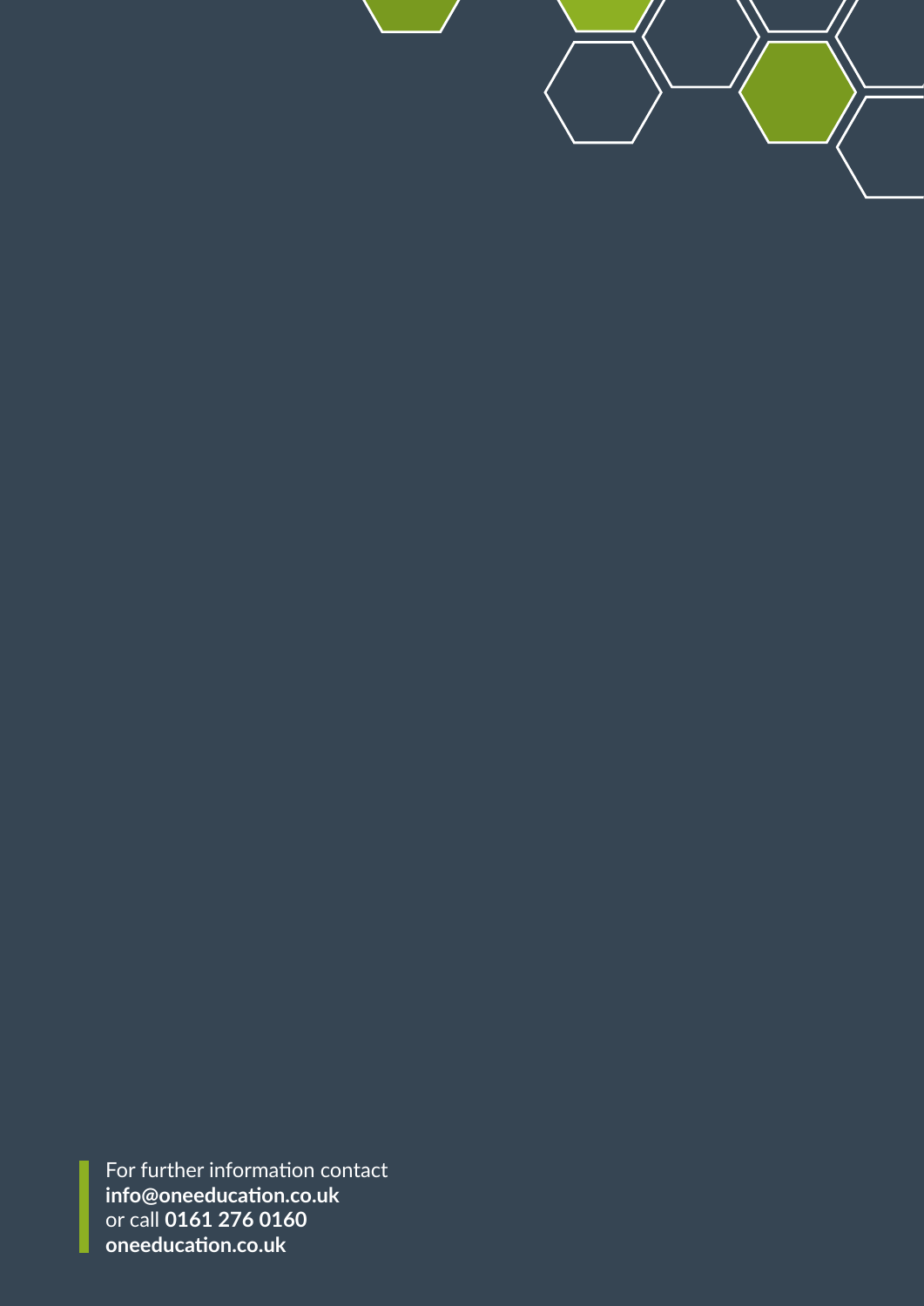For further information contact
**info@oneeducation.co.uk**
or call **0161 276 0160**
**oneeducation.co.uk**